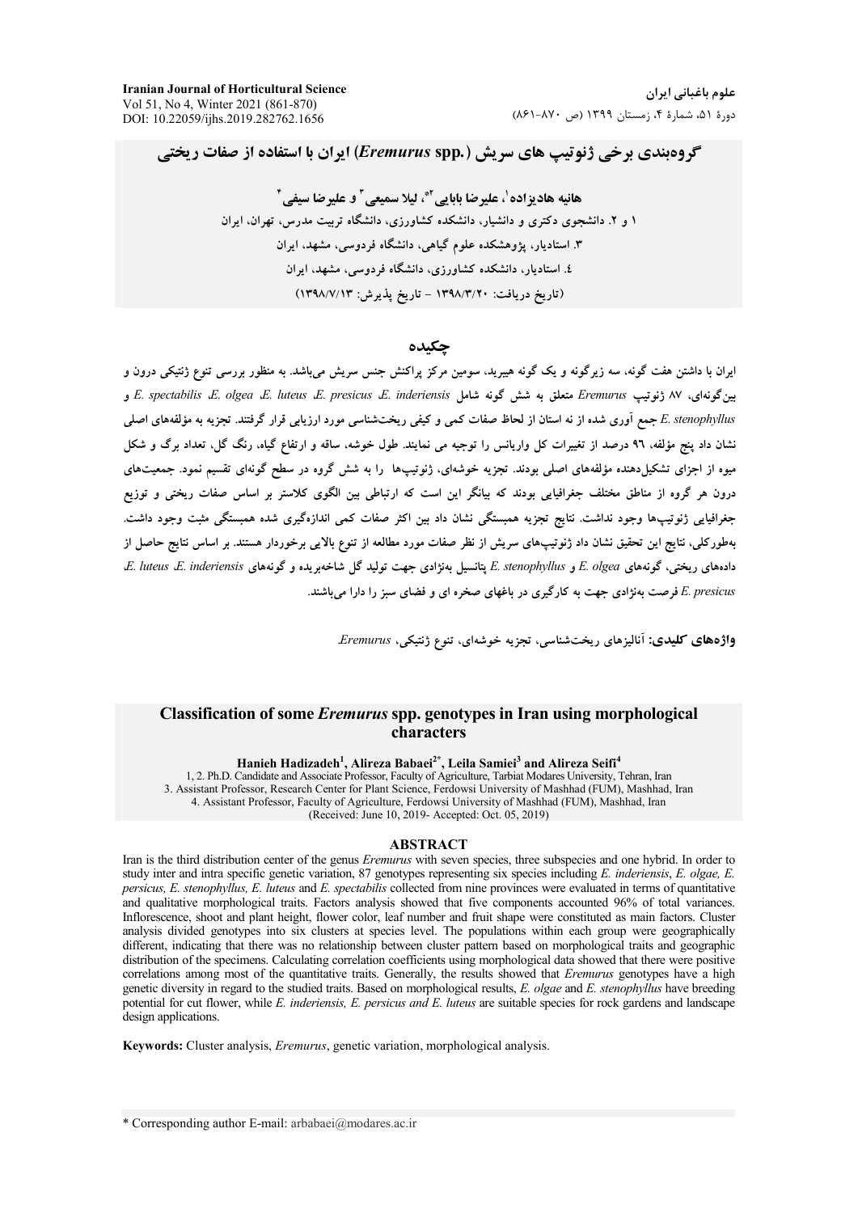# گروه‌بندی برخی ژنوتیپ های سریش (*Eremurus* spp.) ایران با استفاده از صفات ریختی

**هانیه هادیزاده[1]، علیرضا بابایی[2*]، لیلا سمیعی[3] و علیرضا سیفی[4]**

۱ و ۲. دانشجوی دکتری و دانشیار، دانشکده کشاورزی، دانشگاه تربیت مدرس، تهران، ایران
۳. استادیار، پژوهشکده علوم گیاهی، دانشگاه فردوسی، مشهد، ایران
٤. استادیار، دانشکده کشاورزی، دانشگاه فردوسی، مشهد، ایران
(تاریخ دریافت: ۱۳۹۸/۳/۲۰ - تاریخ پذیرش: ۱۳۹۸/۷/۱۳)

## چکیده

ایران با داشتن هفت گونه، سه زیرگونه و یک گونه هیبرید، سومین مرکز پراکنش جنس سریش می‌باشد. به منظور بررسی تنوع ژنتیکی درون و بین‌گونه‌ای، ۸۷ ژنوتیپ *Eremurus* متعلق به شش گونه شامل *E. inderiensis*، *E. presicus*، *E. luteus*، *E. olgea*، *E. spectabilis* و *E. stenophyllus* جمع آوری شده از نه استان از لحاظ صفات کمی و کیفی ریخت‌شناسی مورد ارزیابی قرار گرفتند. تجزیه به مؤلفه‌های اصلی نشان داد پنج مؤلفه، ۹۶ درصد از تغییرات کل واریانس را توجیه می نمایند. طول خوشه، ساقه و ارتفاع گیاه، رنگ گل، تعداد برگ و شکل میوه از اجزای تشکیل‌دهنده مؤلفه‌های اصلی بودند. تجزیه خوشه‌ای، ژنوتیپ‌ها را به شش گروه در سطح گونه‌ای تقسیم نمود. جمعیت‌های درون هر گروه از مناطق مختلف جغرافیایی بودند که بیانگر این است که ارتباطی بین الگوی کلاستر بر اساس صفات ریختی و توزیع جغرافیایی ژنوتیپ‌ها وجود نداشت. نتایج تجزیه همبستگی نشان داد بین اکثر صفات کمی اندازه‌گیری شده همبستگی مثبت وجود داشت. به‌طورکلی، نتایج این تحقیق نشان داد ژنوتیپ‌های سریش از نظر صفات مورد مطالعه از تنوع بالایی برخوردار هستند. بر اساس نتایج حاصل از داده‌های ریختی، گونه‌های *E. olgea* و *E. stenophyllus* پتانسیل به‌نژادی جهت تولید گل شاخه‌بریده و گونه‌های *E. inderiensis*، *E. luteus*، *E. presicus* فرصت به‌نژادی جهت به کارگیری در باغهای صخره ای و فضای سبز را دارا می‌باشند.

**واژه‌های کلیدی:** آنالیزهای ریخت‌شناسی، تجزیه خوشه‌ای، تنوع ژنتیکی، *Eremurus*.

# Classification of some *Eremurus* spp. genotypes in Iran using morphological characters

**Hanieh Hadizadeh[1], Alireza Babaei[2*], Leila Samiei[3] and Alireza Seifi[4]**

1, 2. Ph.D. Candidate and Associate Professor, Faculty of Agriculture, Tarbiat Modares University, Tehran, Iran
3. Assistant Professor, Research Center for Plant Science, Ferdowsi University of Mashhad (FUM), Mashhad, Iran
4. Assistant Professor, Faculty of Agriculture, Ferdowsi University of Mashhad (FUM), Mashhad, Iran
(Received: June 10, 2019- Accepted: Oct. 05, 2019)

## ABSTRACT

Iran is the third distribution center of the genus *Eremurus* with seven species, three subspecies and one hybrid. In order to study inter and intra specific genetic variation, 87 genotypes representing six species including *E. inderiensis*, *E. olgae, E. persicus, E. stenophyllus, E. luteus* and *E. spectabilis* collected from nine provinces were evaluated in terms of quantitative and qualitative morphological traits. Factors analysis showed that five components accounted 96% of total variances. Inflorescence, shoot and plant height, flower color, leaf number and fruit shape were constituted as main factors. Cluster analysis divided genotypes into six clusters at species level. The populations within each group were geographically different, indicating that there was no relationship between cluster pattern based on morphological traits and geographic distribution of the specimens. Calculating correlation coefficients using morphological data showed that there were positive correlations among most of the quantitative traits. Generally, the results showed that *Eremurus* genotypes have a high genetic diversity in regard to the studied traits. Based on morphological results, *E. olgae* and *E. stenophyllus* have breeding potential for cut flower, while *E. inderiensis, E. persicus and E. luteus* are suitable species for rock gardens and landscape design applications.

**Keywords:** Cluster analysis, *Eremurus*, genetic variation, morphological analysis.

* Corresponding author E-mail: arbabaei@modares.ac.ir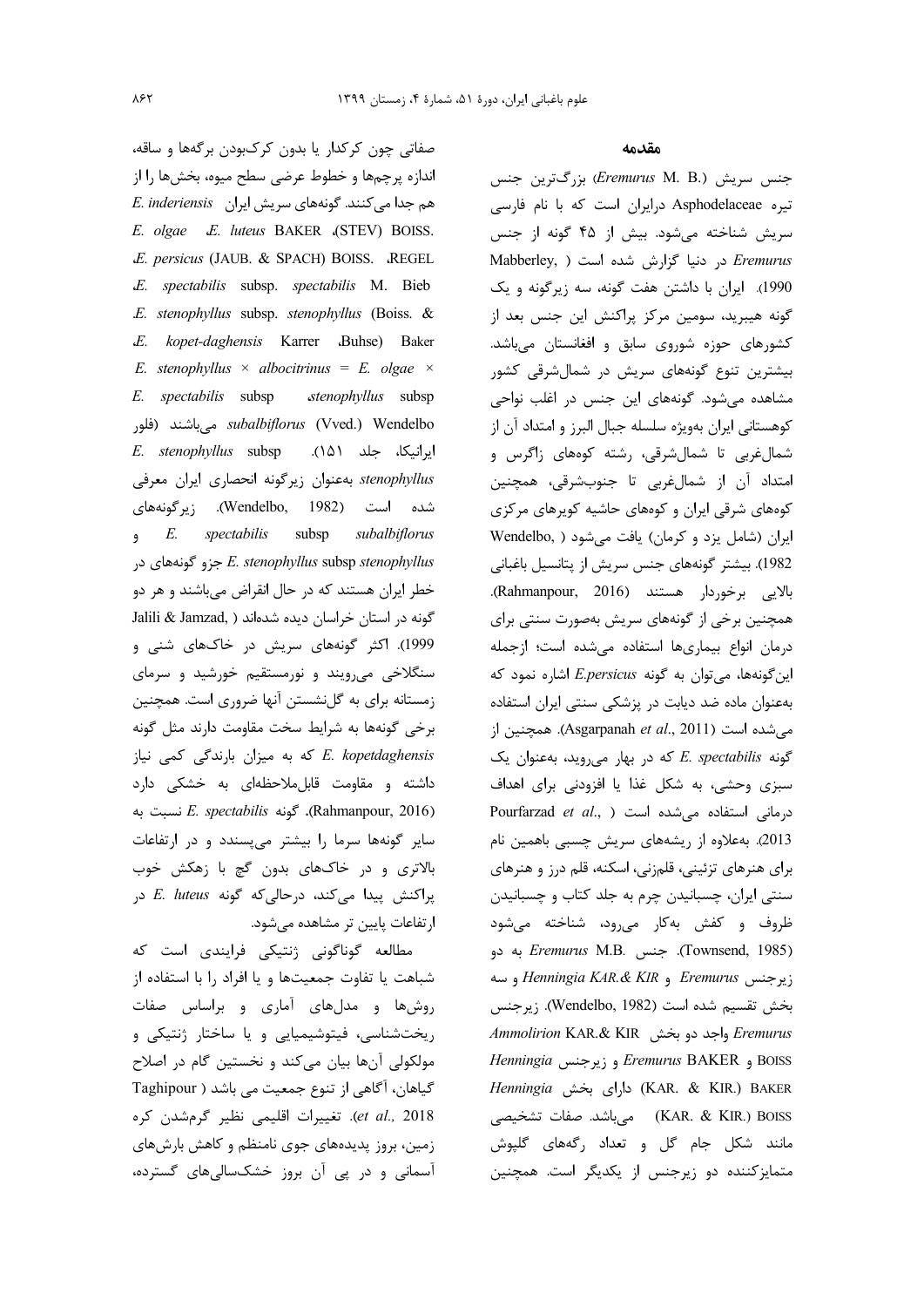## مقدمه

جنس سریش (*Eremurus* M. B.) بزرگ‌ترین جنس تیره Asphodelaceae درایران است که با نام فارسی سریش شناخته می‌شود. بیش از ۴۵ گونه از جنس *Eremurus* در دنیا گزارش شده است (Mabberley, 1990). ایران با داشتن هفت گونه، سه زیرگونه و یک گونه هیبرید، سومین مرکز پراکنش این جنس بعد از کشورهای حوزه شوروی سابق و افغانستان می‌باشد. بیشترین تنوع گونه‌های سریش در شمال‌شرقی کشور مشاهده می‌شود. گونه‌های این جنس در اغلب نواحی کوهستانی ایران به‌ویژه سلسله جبال البرز و امتداد آن از شمال‌غربی تا شمال‌شرقی، رشته کوه‌های زاگرس و امتداد آن از شمال‌غربی تا جنوب‌شرقی، همچنین کوه‌های شرقی ایران و کوه‌های حاشیه کویرهای مرکزی ایران (شامل یزد و کرمان) یافت می‌شود (Wendelbo, 1982). بیشتر گونه‌های جنس سریش از پتانسیل باغبانی بالایی برخوردار هستند (Rahmanpour, 2016). همچنین برخی از گونه‌های سریش به‌صورت سنتی برای درمان انواع بیماری‌ها استفاده می‌شده است؛ ازجمله این‌گونه‌ها، می‌توان به گونه *E.persicus* اشاره نمود که به‌عنوان ماده ضد دیابت در پزشکی سنتی ایران استفاده می‌شده است (Asgarpanah *et al*., 2011). همچنین از گونه *E. spectabilis* که در بهار می‌روید، به‌عنوان یک سبزی وحشی، به شکل غذا یا افزودنی برای اهداف درمانی استفاده می‌شده است (Pourfarzad *et al*., 2013). به‌علاوه از ریشه‌های سریش چسبی باهمین نام برای هنرهای تزئینی، قلم‌زنی، اسکنه، قلم درز و هنرهای سنتی ایران، چسبانیدن چرم به جلد کتاب و چسبانیدن ظروف و کفش به‌کار می‌رود، شناخته می‌شود (Townsend, 1985). جنس *Eremurus* M.B. به دو زیرجنس *Eremurus* و *Henningia KAR.& KIR* و سه بخش تقسیم شده است (Wendelbo, 1982). زیرجنس *Eremurus* واجد دو بخش *Ammolirion* KAR.& KIR و *Eremurus* BAKER BOISS و زیرجنس *Henningia* (KAR. & KIR.) BAKER دارای بخش *Henningia* (KAR. & KIR.) BOISS می‌باشد. صفات تشخیصی مانند شکل جام گل و تعداد رگه‌های گلپوش متمایزکننده دو زیرجنس از یکدیگر است. همچنین صفاتی چون کرکدار یا بدون کرک‌بودن برگ‌ها و ساقه، اندازه پرچم‌ها و خطوط عرضی سطح میوه، بخش‌ها را از هم جدا می‌کنند. گونه‌های سریش ایران *E. inderiensis* *E. olgae* ،*E. luteus* BAKER ،(STEV) BOISS. ،*E. persicus* (JAUB. & SPACH) BOISS. ،REGEL ،*E. spectabilis* subsp. *spectabilis* M. Bieb ،*E. stenophyllus* subsp. *stenophyllus* (Boiss. & ،*E. kopet-daghensis* Karrer ،Buhse) Baker *E. stenophyllus* × *albocitrinus* = *E. olgae* × *E. spectabilis* subsp ،*stenophyllus* subsp *subalbiflorus* (Vved.) Wendelbo می‌باشند (فلور ایرانیکا، جلد ۱۵۱). *E. stenophyllus* subsp *stenophyllus* به‌عنوان زیرگونه انحصاری ایران معرفی شده است (Wendelbo, 1982). زیرگونه‌های *E. spectabilis* subsp *subalbiflorus* و *E. stenophyllus* subsp *stenophyllus* جزو گونه‌های در خطر ایران هستند که در حال انقراض می‌باشند و هر دو گونه در استان خراسان دیده شده‌اند (Jalili & Jamzad, 1999). اکثر گونه‌های سریش در خاک‌های شنی و سنگلاخی می‌رویند و نورمستقیم خورشید و سرمای زمستانه برای به گل‌نشستن آنها ضروری است. همچنین برخی گونه‌ها به شرایط سخت مقاومت دارند مثل گونه *E. kopetdaghensis* که به میزان بارندگی کمی نیاز داشته و مقاومت قابل‌ملاحظه‌ای به خشکی دارد (Rahmanpour, 2016). گونه *E. spectabilis* نسبت به سایر گونه‌ها سرما را بیشتر می‌پسندد و در ارتفاعات بالاتری و در خاک‌های بدون گچ با زهکش خوب پراکنش پیدا می‌کند، درحالی‌که گونه *E. luteus* در ارتفاعات پایین تر مشاهده می‌شود.

مطالعه گوناگونی ژنتیکی فرایندی است که شباهت یا تفاوت جمعیت‌ها و یا افراد را با استفاده از روش‌ها و مدل‌های آماری و براساس صفات ریخت‌شناسی، فیتوشیمیایی و یا ساختار ژنتیکی و مولکولی آن‌ها بیان می‌کند و نخستین گام در اصلاح گیاهان، آگاهی از تنوع جمعیت می باشد (Taghipour *et al.,* 2018). تغییرات اقلیمی نظیر گرم‌شدن کره زمین، بروز پدیده‌های جوی نامنظم و کاهش بارش‌های آسمانی و در پی آن بروز خشک‌سالی‌های گسترده،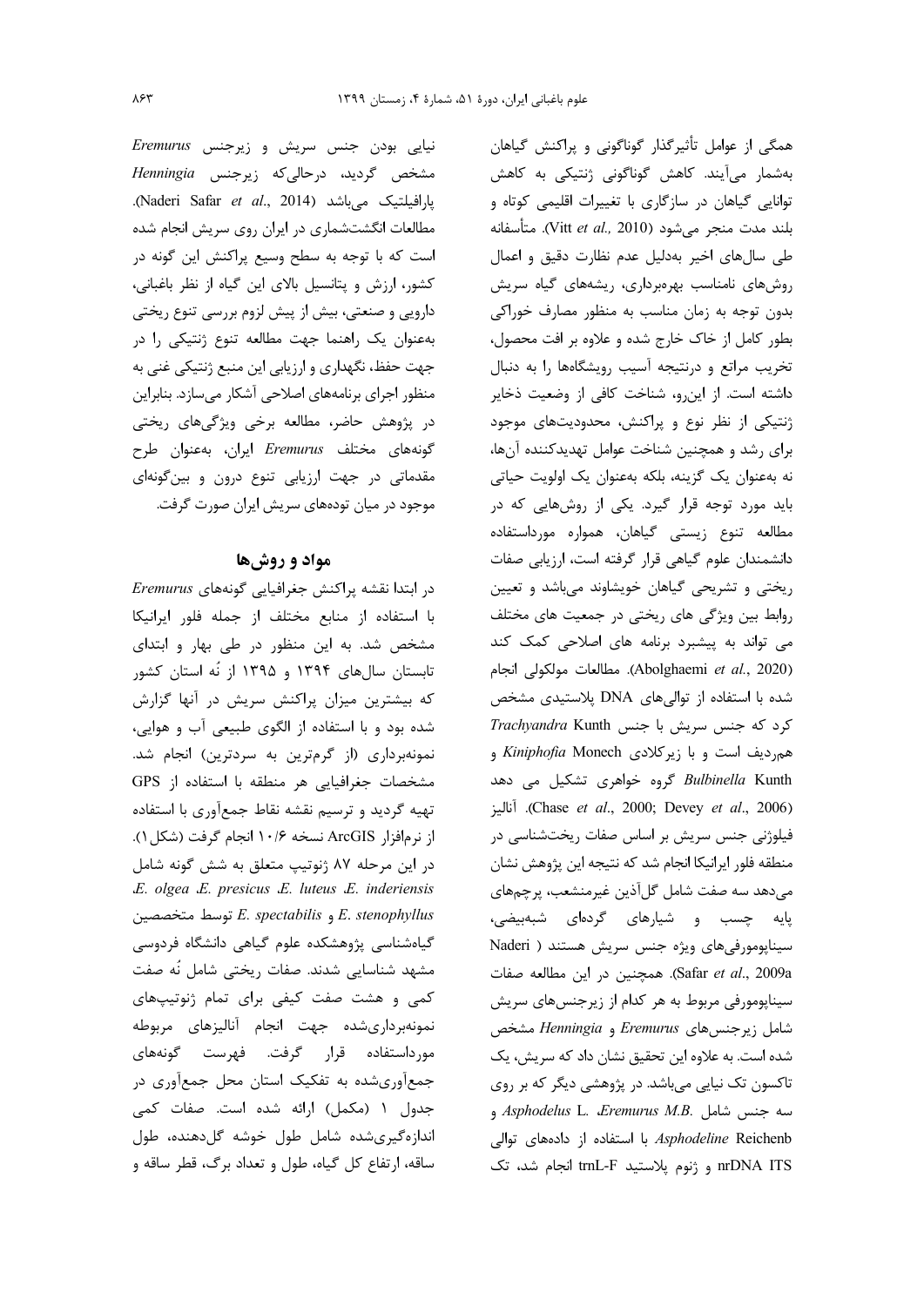همگی از عوامل تأثیرگذار گوناگونی و پراکنش گیاهان به‌شمار می‌آیند. کاهش گوناگونی ژنتیکی به کاهش توانایی گیاهان در سازگاری با تغییرات اقلیمی کوتاه و بلند مدت منجر می‌شود (Vitt *et al.,* 2010). متأسفانه طی سال‌های اخیر به‌دلیل عدم نظارت دقیق و اعمال روش‌های نامناسب بهره‌برداری، ریشه‌های گیاه سریش بدون توجه به زمان مناسب به منظور مصارف خوراکی بطور کامل از خاک خارج شده و علاوه بر افت محصول، تخریب مراتع و درنتیجه آسیب رویشگاه‌ها را به دنبال داشته است. از این‌رو، شناخت کافی از وضعیت ذخایر ژنتیکی از نظر نوع و پراکنش، محدودیت‌های موجود برای رشد و همچنین شناخت عوامل تهدیدکننده آن‌ها، نه به‌عنوان یک گزینه، بلکه به‌عنوان یک اولویت حیاتی باید مورد توجه قرار گیرد. یکی از روش‌هایی که در مطالعه تنوع زیستی گیاهان، همواره مورداستفاده دانشمندان علوم گیاهی قرار گرفته است، ارزیابی صفات ریختی و تشریحی گیاهان خویشاوند می‌باشد و تعیین روابط بین ویژگی های ریختی در جمعیت های مختلف می تواند به پیشبرد برنامه های اصلاحی کمک کند (Abolghaemi *et al.*, 2020). مطالعات مولکولی انجام شده با استفاده از توالی‌های DNA پلاستیدی مشخص کرد که جنس سریش با جنس *Trachyandra* Kunth هم‌ردیف است و با زیرکلادی *Kiniphofia* Monech و *Bulbinella* Kunth گروه خواهری تشکیل می دهد (Chase *et al*., 2000; Devey *et al*., 2006). آنالیز فیلوژنی جنس سریش بر اساس صفات ریخت‌شناسی در منطقه فلور ایرانیکا انجام شد که نتیجه این پژوهش نشان می‌دهد سه صفت شامل گل‌آذین غیرمنشعب، پرچم‌های پایه چسب و شیارهای گرده‌ای شبه‌بیضی، سیناپومورفی‌های ویژه جنس سریش هستند ( Naderi Safar *et al*., 2009a). همچنین در این مطالعه صفات سیناپومورفی مربوط به هر کدام از زیرجنس‌های سریش شامل زیرجنس‌های *Eremurus* و *Henningia* مشخص شده است. به علاوه این تحقیق نشان داد که سریش، یک تاکسون تک نیایی می‌باشد. در پژوهشی دیگر که بر روی سه جنس شامل *Asphodelus* L. ،*Eremurus M.B.* و *Asphodeline* Reichenb با استفاده از داده‌های توالی nrDNA ITS و ژنوم پلاستید trnL-F انجام شد، تک نیایی بودن جنس سریش و زیرجنس *Eremurus* مشخص گردید، درحالی‌که زیرجنس *Henningia* پارافیلتیک می‌باشد (Naderi Safar *et al*., 2014). مطالعات انگشت‌شماری در ایران روی سریش انجام شده است که با توجه به سطح وسیع پراکنش این گونه در کشور، ارزش و پتانسیل بالای این گیاه از نظر باغبانی، دارویی و صنعتی، بیش از پیش لزوم بررسی تنوع ریختی به‌عنوان یک راهنما جهت مطالعه تنوع ژنتیکی را در جهت حفظ، نگهداری و ارزیابی این منبع ژنتیکی غنی به منظور اجرای برنامه‌های اصلاحی آشکار می‌سازد. بنابراین در پژوهش حاضر، مطالعه برخی ویژگی‌های ریختی گونه‌های مختلف *Eremurus* ایران، به‌عنوان طرح مقدماتی در جهت ارزیابی تنوع درون و بین‌گونه‌ای موجود در میان توده‌های سریش ایران صورت گرفت.

## مواد و روش‌ها

در ابتدا نقشه پراکنش جغرافیایی گونه‌های *Eremurus* با استفاده از منابع مختلف از جمله فلور ایرانیکا مشخص شد. به این منظور در طی بهار و ابتدای تابستان سال‌های ۱۳۹۴ و ۱۳۹۵ از نُه استان کشور که بیشترین میزان پراکنش سریش در آنها گزارش شده بود و با استفاده از الگوی طبیعی آب و هوایی، نمونه‌برداری (از گرم‌ترین به سردترین) انجام شد. مشخصات جغرافیایی هر منطقه با استفاده از GPS تهیه گردید و ترسیم نقشه نقاط جمع‌آوری با استفاده از نرم‌افزار ArcGIS نسخه ۱۰/۶ انجام گرفت (شکل ۱). در این مرحله ۸۷ ژنوتیپ متعلق به شش گونه شامل *E. olgea* ،*E. presicus* ،*E. luteus* ،*E. inderiensis* ،*E. stenophyllus* و *E. spectabilis* توسط متخصصین گیاه‌شناسی پژوهشکده علوم گیاهی دانشگاه فردوسی مشهد شناسایی شدند. صفات ریختی شامل نُه صفت کمی و هشت صفت کیفی برای تمام ژنوتیپ‌های نمونه‌برداری‌شده جهت انجام آنالیزهای مربوطه مورداستفاده قرار گرفت. فهرست گونه‌های جمع‌آوری‌شده به تفکیک استان محل جمع‌آوری در جدول ۱ (مکمل) ارائه شده است. صفات کمی اندازه‌گیری‌شده شامل طول خوشه گل‌دهنده، طول ساقه، ارتفاع کل گیاه، طول و تعداد برگ، قطر ساقه و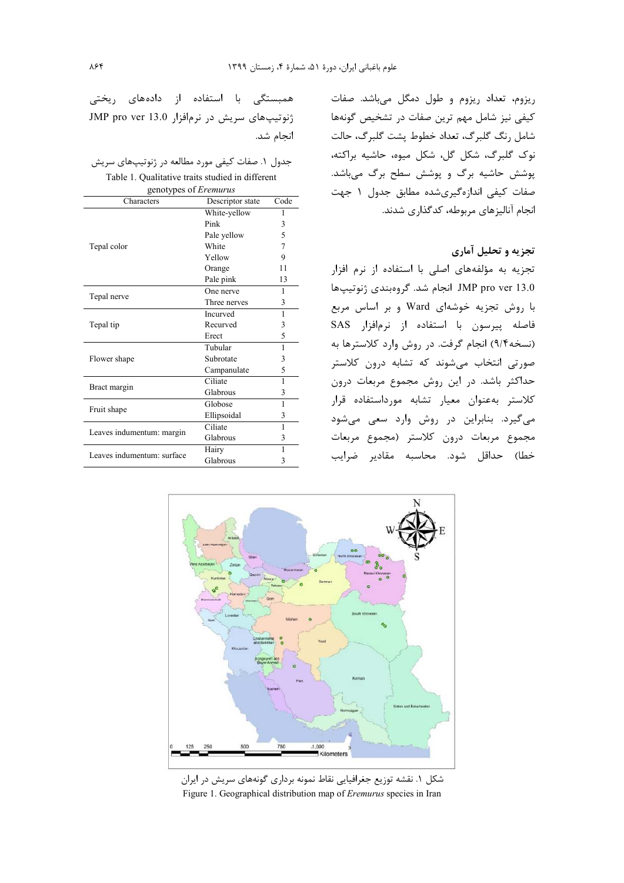ریزوم، تعداد ریزوم و طول دمگل می‌باشد. صفات کیفی نیز شامل مهم ترین صفات در تشخیص گونه‌ها شامل رنگ گلبرگ، تعداد خطوط پشت گلبرگ، حالت نوک گلبرگ، شکل گل، شکل میوه، حاشیه براکته، پوشش حاشیه برگ و پوشش سطح برگ می‌باشد. صفات کیفی اندازه‌گیری‌شده مطابق جدول ۱ جهت انجام آنالیزهای مربوطه، کدگذاری شدند.

### تجزیه و تحلیل آماری

تجزیه به مؤلفه‌های اصلی با استفاده از نرم افزار JMP pro ver 13.0 انجام شد. گروه‌بندی ژنوتیپ‌ها با روش تجزیه خوشه‌ای Ward و بر اساس مربع فاصله پیرسون با استفاده از نرم‌افزار SAS (نسخه۹/۴) انجام گرفت. در روش وارد کلاسترها به صورتی انتخاب می‌شوند که تشابه درون کلاستر حداکثر باشد. در این روش مجموع مربعات درون کلاستر به‌عنوان معیار تشابه مورداستفاده قرار می‌گیرد. بنابراین در روش وارد سعی می‌شود مجموع مربعات درون کلاستر (مجموع مربعات خطا) حداقل شود. محاسبه مقادیر ضرایب همبستگی با استفاده از داده‌های ریختی ژنوتیپ‌های سریش در نرم‌افزار JMP pro ver 13.0 انجام شد.

جدول ۱. صفات کیفی مورد مطالعه در ژنوتیپ‌های سریش

Table 1. Qualitative traits studied in different genotypes of *Eremurus*

| Characters | Descriptor state | Code |
|---|---|---|
| Tepal color | White-yellow | 1 |
| | Pink | 3 |
| | Pale yellow | 5 |
| | White | 7 |
| | Yellow | 9 |
| | Orange | 11 |
| | Pale pink | 13 |
| Tepal nerve | One nerve | 1 |
| | Three nerves | 3 |
| Tepal tip | Incurved | 1 |
| | Recurved | 3 |
| | Erect | 5 |
| Flower shape | Tubular | 1 |
| | Subrotate | 3 |
| | Campanulate | 5 |
| Bract margin | Ciliate | 1 |
| | Glabrous | 3 |
| Fruit shape | Globose | 1 |
| | Ellipsoidal | 3 |
| Leaves indumentum: margin | Ciliate | 1 |
| | Glabrous | 3 |
| Leaves indumentum: surface | Hairy | 1 |
| | Glabrous | 3 |

شکل ۱. نقشه توزیع جغرافیایی نقاط نمونه برداری گونه‌های سریش در ایران

Figure 1. Geographical distribution map of *Eremurus* species in Iran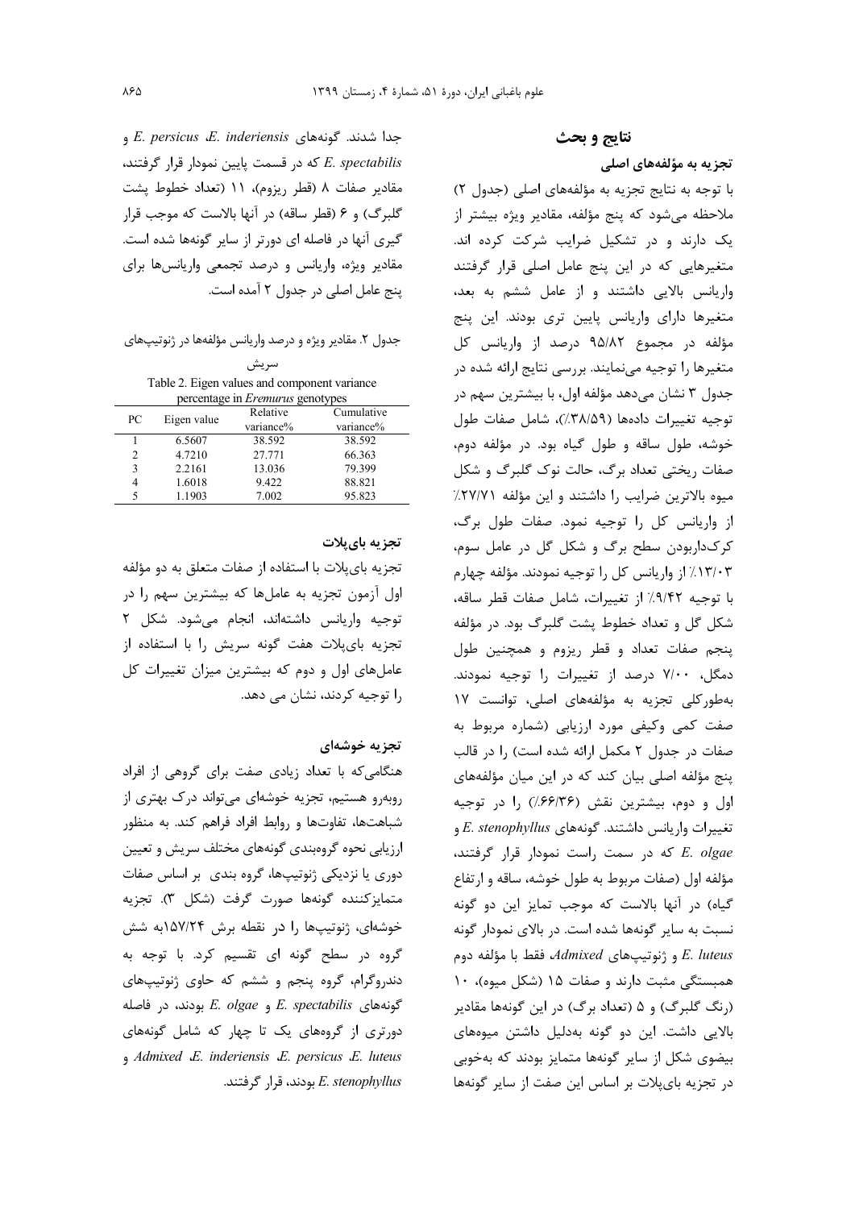## نتایج و بحث

### تجزیه به مؤلفه‌های اصلی

با توجه به نتایج تجزیه به مؤلفه‌های اصلی (جدول ۲) ملاحظه می‌شود که پنج مؤلفه، مقادیر ویژه بیشتر از یک دارند و در تشکیل ضرایب شرکت کرده اند. متغیرهایی که در این پنج عامل اصلی قرار گرفتند واریانس بالایی داشتند و از عامل ششم به بعد، متغیرها دارای واریانس پایین تری بودند. این پنج مؤلفه در مجموع ۹۵/۸۲ درصد از واریانس کل متغیرها را توجیه می‌نمایند. بررسی نتایج ارائه شده در جدول ۳ نشان می‌دهد مؤلفه اول، با بیشترین سهم در توجیه تغییرات داده‌ها (۳۸/۵۹٪)، شامل صفات طول خوشه، طول ساقه و طول گیاه بود. در مؤلفه دوم، صفات ریختی تعداد برگ، حالت نوک گلبرگ و شکل میوه بالاترین ضرایب را داشتند و این مؤلفه ۲۷/۷۱٪ از واریانس کل را توجیه نمود. صفات طول برگ، کرک‌داربودن سطح برگ و شکل گل در عامل سوم، ۱۳/۰۳٪ از واریانس کل را توجیه نمودند. مؤلفه چهارم با توجیه ۹/۴۲٪ از تغییرات، شامل صفات قطر ساقه، شکل گل و تعداد خطوط پشت گلبرگ بود. در مؤلفه پنجم صفات تعداد و قطر ریزوم و همچنین طول دمگل، ۷/۰۰ درصد از تغییرات را توجیه نمودند. به‌طورکلی تجزیه به مؤلفه‌های اصلی، توانست ۱۷ صفت کمی وکیفی مورد ارزیابی (شماره مربوط به صفات در جدول ۲ مکمل ارائه شده است) را در قالب پنج مؤلفه اصلی بیان کند که در این میان مؤلفه‌های اول و دوم، بیشترین نقش (۶۶/۳۶٪) را در توجیه تغییرات واریانس داشتند. گونه‌های *E. stenophyllus* و *E. olgae* که در سمت راست نمودار قرار گرفتند، مؤلفه اول (صفات مربوط به طول خوشه، ساقه و ارتفاع گیاه) در آنها بالاست که موجب تمایز این دو گونه نسبت به سایر گونه‌ها شده است. در بالای نمودار گونه *E. luteus* و ژنوتیپ‌های *Admixed* فقط با مؤلفه دوم همبستگی مثبت دارند و صفات ۱۵ (شکل میوه)، ۱۰ (رنگ گلبرگ) و ۵ (تعداد برگ) در این گونه‌ها مقادیر بالایی داشت. این دو گونه به‌دلیل داشتن میوه‌های بیضوی شکل از سایر گونه‌ها متمایز بودند که به‌خوبی در تجزیه بای‌پلات بر اساس این صفت از سایر گونه‌ها جدا شدند. گونه‌های *E. inderiensis*، *E. persicus* و *E. spectabilis* که در قسمت پایین نمودار قرار گرفتند، مقادیر صفات ۸ (قطر ریزوم)، ۱۱ (تعداد خطوط پشت گلبرگ) و ۶ (قطر ساقه) در آنها بالاست که موجب قرار گیری آنها در فاصله ای دورتر از سایر گونه‌ها شده است. مقادیر ویژه، واریانس و درصد تجمعی واریانس‌ها برای پنج عامل اصلی در جدول ۲ آمده است.

جدول ۲. مقادیر ویژه و درصد واریانس مؤلفه‌ها در ژنوتیپ‌های سریش

Table 2. Eigen values and component variance percentage in *Eremurus* genotypes

| PC | Eigen value | Relative variance% | Cumulative variance% |
|---|---|---|---|
| 1 | 6.5607 | 38.592 | 38.592 |
| 2 | 4.7210 | 27.771 | 66.363 |
| 3 | 2.2161 | 13.036 | 79.399 |
| 4 | 1.6018 | 9.422 | 88.821 |
| 5 | 1.1903 | 7.002 | 95.823 |

### تجزیه بای‌پلات

تجزیه بای‌پلات با استفاده از صفات متعلق به دو مؤلفه اول آزمون تجزیه به عامل‌ها که بیشترین سهم را در توجیه واریانس داشته‌اند، انجام می‌شود. شکل ۲ تجزیه بای‌پلات هفت گونه سریش را با استفاده از عامل‌های اول و دوم که بیشترین میزان تغییرات کل را توجیه کردند، نشان می دهد.

### تجزیه خوشه‌ای

هنگامی‌که با تعداد زیادی صفت برای گروهی از افراد روبه‌رو هستیم، تجزیه خوشه‌ای می‌تواند درک بهتری از شباهت‌ها، تفاوت‌ها و روابط افراد فراهم کند. به منظور ارزیابی نحوه گروه‌بندی گونه‌های مختلف سریش و تعیین دوری یا نزدیکی ژنوتیپ‌ها، گروه بندی بر اساس صفات متمایزکننده گونه‌ها صورت گرفت (شکل ۳). تجزیه خوشه‌ای، ژنوتیپ‌ها را در نقطه برش ۱۵۷/۲۴به شش گروه در سطح گونه ای تقسیم کرد. با توجه به دندروگرام، گروه پنجم و ششم که حاوی ژنوتیپ‌های گونه‌های *E. spectabilis* و *E. olgae* بودند، در فاصله دورتری از گروه‌های یک تا چهار که شامل گونه‌های *Admixed*، *E. inderiensis*، *E. persicus*، *E. luteus* و *E. stenophyllus* بودند، قرار گرفتند.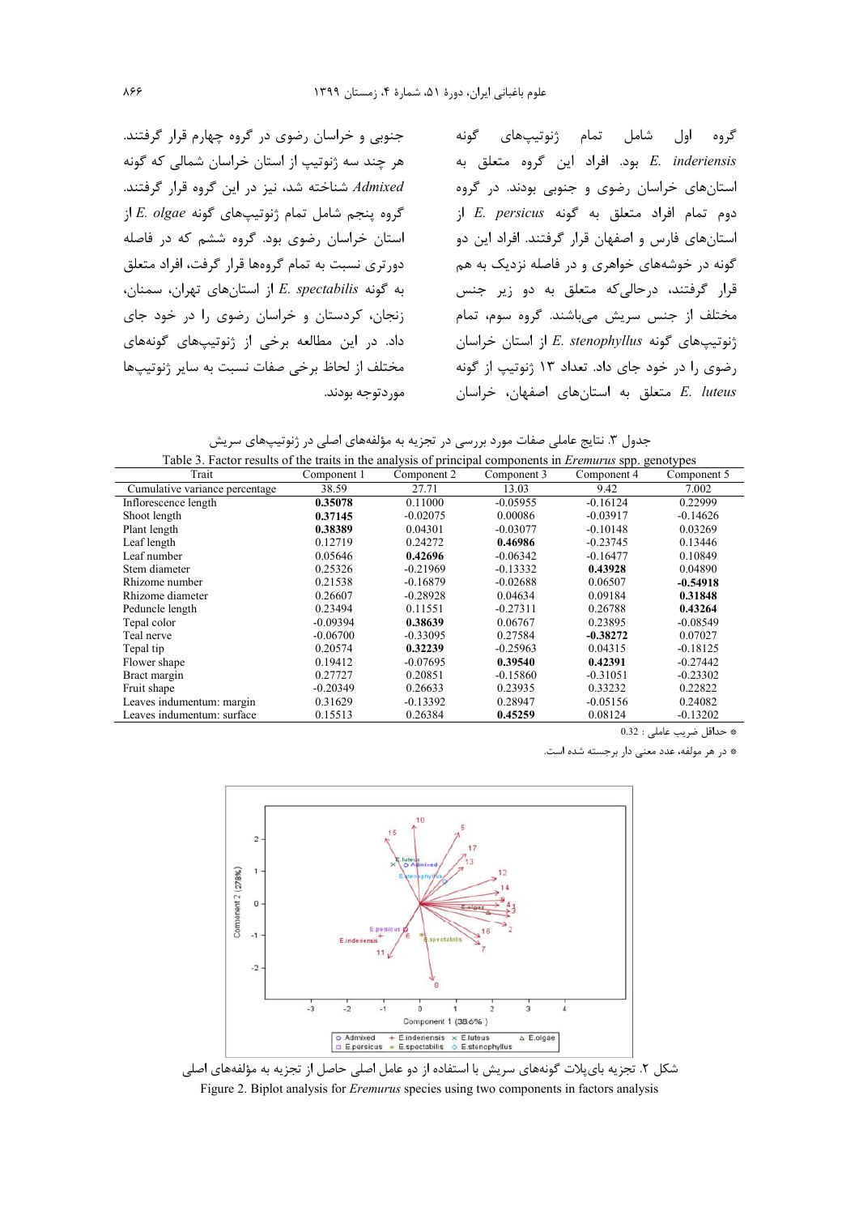گروه اول شامل تمام ژنوتیپ‌های گونه *E. inderiensis* بود. افراد این گروه متعلق به استان‌های خراسان رضوی و جنوبی بودند. در گروه دوم تمام افراد متعلق به گونه *E. persicus* از استان‌های فارس و اصفهان قرار گرفتند. افراد این دو گونه در خوشه‌های خواهری و در فاصله نزدیک به هم قرار گرفتند، درحالی‌که متعلق به دو زیر جنس مختلف از جنس سریش می‌باشند. گروه سوم، تمام ژنوتیپ‌های گونه *E. stenophyllus* از استان خراسان رضوی را در خود جای داد. تعداد ۱۳ ژنوتیپ از گونه *E. luteus* متعلق به استان‌های اصفهان، خراسان جنوبی و خراسان رضوی در گروه چهارم قرار گرفتند. هر چند سه ژنوتیپ از استان خراسان شمالی که گونه *Admixed* شناخته شد، نیز در این گروه قرار گرفتند. گروه پنجم شامل تمام ژنوتیپ‌های گونه *E. olgae* از استان خراسان رضوی بود. گروه ششم که در فاصله دورتری نسبت به تمام گروه‌ها قرار گرفت، افراد متعلق به گونه *E. spectabilis* از استان‌های تهران، سمنان، زنجان، کردستان و خراسان رضوی را در خود جای داد. در این مطالعه برخی از ژنوتیپ‌های گونه‌های مختلف از لحاظ برخی صفات نسبت به سایر ژنوتیپ‌ها موردتوجه بودند.

جدول ۳. نتایج عاملی صفات مورد بررسی در تجزیه به مؤلفه‌های اصلی در ژنوتیپ‌های سریش

Table 3. Factor results of the traits in the analysis of principal components in *Eremurus* spp. genotypes

| Trait | Component 1 | Component 2 | Component 3 | Component 4 | Component 5 |
|---|---|---|---|---|---|
| Cumulative variance percentage | 38.59 | 27.71 | 13.03 | 9.42 | 7.002 |
| Inflorescence length | **0.35078** | 0.11000 | -0.05955 | -0.16124 | 0.22999 |
| Shoot length | **0.37145** | -0.02075 | 0.00086 | -0.03917 | -0.14626 |
| Plant length | **0.38389** | 0.04301 | -0.03077 | -0.10148 | 0.03269 |
| Leaf length | 0.12719 | 0.24272 | **0.46986** | -0.23745 | 0.13446 |
| Leaf number | 0.05646 | **0.42696** | -0.06342 | -0.16477 | 0.10849 |
| Stem diameter | 0.25326 | -0.21969 | -0.13332 | **0.43928** | 0.04890 |
| Rhizome number | 0.21538 | -0.16879 | -0.02688 | 0.06507 | **-0.54918** |
| Rhizome diameter | 0.26607 | -0.28928 | 0.04634 | 0.09184 | **0.31848** |
| Peduncle length | 0.23494 | 0.11551 | -0.27311 | 0.26788 | **0.43264** |
| Tepal color | -0.09394 | **0.38639** | 0.06767 | 0.23895 | -0.08549 |
| Teal nerve | -0.06700 | -0.33095 | 0.27584 | **-0.38272** | 0.07027 |
| Tepal tip | 0.20574 | **0.32239** | -0.25963 | 0.04315 | -0.18125 |
| Flower shape | 0.19412 | -0.07695 | **0.39540** | **0.42391** | -0.27442 |
| Bract margin | 0.27727 | 0.20851 | -0.15860 | -0.31051 | -0.23302 |
| Fruit shape | -0.20349 | 0.26633 | 0.23935 | 0.33232 | 0.22822 |
| Leaves indumentum: margin | 0.31629 | -0.13392 | 0.28947 | -0.05156 | 0.24082 |
| Leaves indumentum: surface | 0.15513 | 0.26384 | **0.45259** | 0.08124 | -0.13202 |

* حداقل ضریب عاملی : 0.32

* در هر مولفه، عدد معنی دار برجسته شده است.

شکل ۲. تجزیه بای‌پلات گونه‌های سریش با استفاده از دو عامل اصلی حاصل از تجزیه به مؤلفه‌های اصلی

Figure 2. Biplot analysis for *Eremurus* species using two components in factors analysis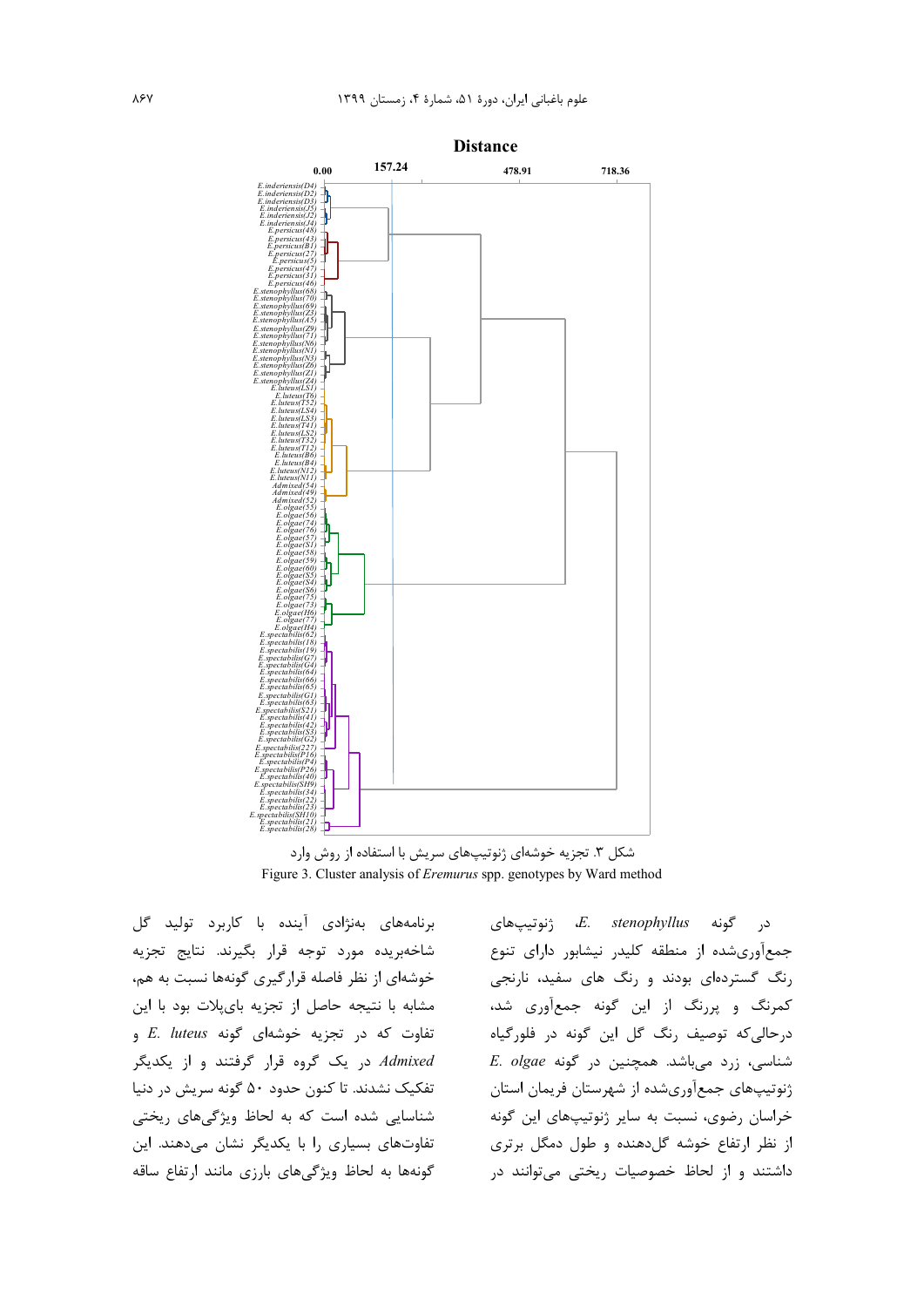شکل ۳. تجزیه خوشه‌ای ژنوتیپ‌های سریش با استفاده از روش وارد

Figure 3. Cluster analysis of *Eremurus* spp. genotypes by Ward method

در گونه *E. stenophyllus*، ژنوتیپ‌های جمع‌آوری‌شده از منطقه کلیدر نیشابور دارای تنوع رنگ گسترده‌ای بودند و رنگ های سفید، نارنجی کمرنگ و پررنگ از این گونه جمع‌آوری شد، درحالی‌که توصیف رنگ گل این گونه در فلورگیاه شناسی، زرد می‌باشد. همچنین در گونه *E. olgae* ژنوتیپ‌های جمع‌آوری‌شده از شهرستان فریمان استان خراسان رضوی، نسبت به سایر ژنوتیپ‌های این گونه از نظر ارتفاع خوشه گل‌دهنده و طول دمگل برتری داشتند و از لحاظ خصوصیات ریختی می‌توانند در برنامه‌های به‌نژادی آینده با کاربرد تولید گل شاخه‌بریده مورد توجه قرار بگیرند. نتایج تجزیه خوشه‌ای از نظر فاصله قرارگیری گونه‌ها نسبت به هم، مشابه با نتیجه حاصل از تجزیه بای‌پلات بود با این تفاوت که در تجزیه خوشه‌ای گونه *E. luteus* و *Admixed* در یک گروه قرار گرفتند و از یکدیگر تفکیک نشدند. تا کنون حدود ۵۰ گونه سریش در دنیا شناسایی شده است که به لحاظ ویژگی‌های ریختی تفاوت‌های بسیاری را با یکدیگر نشان می‌دهند. این گونه‌ها به لحاظ ویژگی‌های بارزی مانند ارتفاع ساقه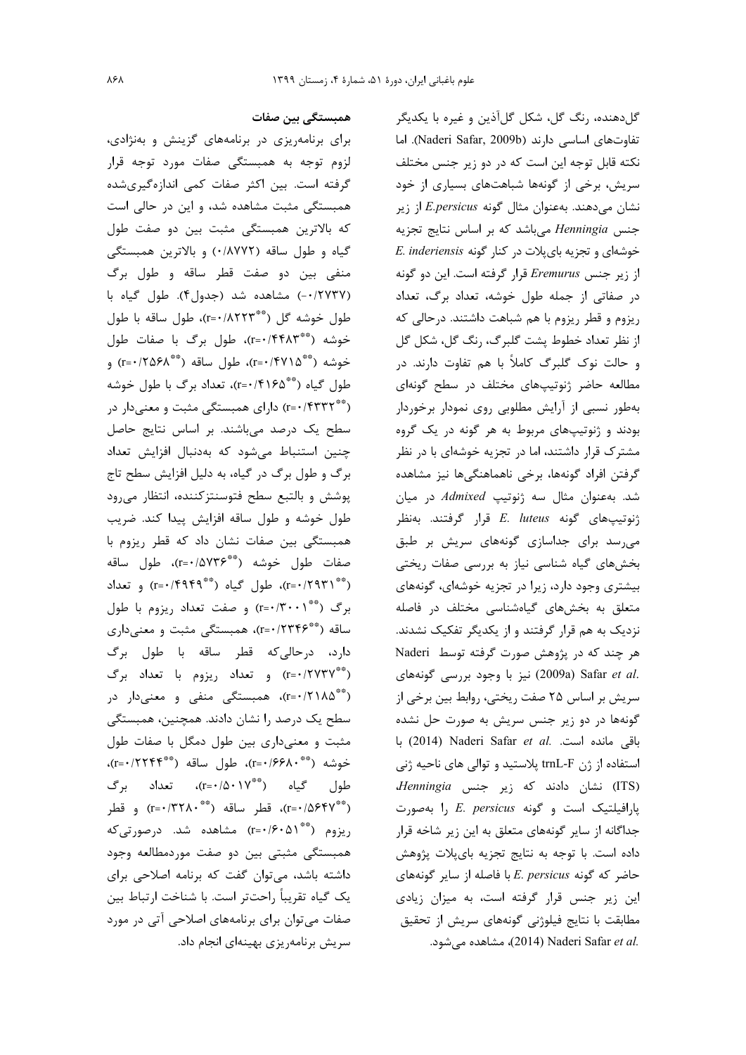گل‌دهنده، رنگ گل، شکل گل‌آذین و غیره با یکدیگر تفاوت‌های اساسی دارند (Naderi Safar, 2009b). اما نکته قابل توجه این است که در دو زیر جنس مختلف سریش، برخی از گونه‌ها شباهت‌های بسیاری از خود نشان می‌دهند. به‌عنوان مثال گونه *E.persicus* از زیر جنس *Henningia* می‌باشد که بر اساس نتایج تجزیه خوشه‌ای و تجزیه بای‌پلات در کنار گونه *E. inderiensis* از زیر جنس *Eremurus* قرار گرفته است. این دو گونه در صفاتی از جمله طول خوشه، تعداد برگ، تعداد ریزوم و قطر ریزوم با هم شباهت داشتند. درحالی که از نظر تعداد خطوط پشت گلبرگ، رنگ گل، شکل گل و حالت نوک گلبرگ کاملاً با هم تفاوت دارند. در مطالعه حاضر ژنوتیپ‌های مختلف در سطح گونه‌ای به‌طور نسبی از آرایش مطلوبی روی نمودار برخوردار بودند و ژنوتیپ‌های مربوط به هر گونه در یک گروه مشترک قرار داشتند، اما در تجزیه خوشه‌ای با در نظر گرفتن افراد گونه‌ها، برخی ناهماهنگی‌ها نیز مشاهده شد. به‌عنوان مثال سه ژنوتیپ *Admixed* در میان ژنوتیپ‌های گونه *E. luteus* قرار گرفتند. به‌نظر می‌رسد برای جداسازی گونه‌های سریش بر طبق بخش‌های گیاه شناسی نیاز به بررسی صفات ریختی بیشتری وجود دارد، زیرا در تجزیه خوشه‌ای، گونه‌های متعلق به بخش‌های گیاه‌شناسی مختلف در فاصله نزدیک به هم قرار گرفتند و از یکدیگر تفکیک نشدند. هر چند که در پژوهش صورت گرفته توسط Naderi Safar *et al.* (2009a) نیز با وجود بررسی گونه‌های سریش بر اساس ۲۵ صفت ریختی، روابط بین برخی از گونه‌ها در دو زیر جنس سریش به صورت حل نشده باقی مانده است. Naderi Safar *et al.* (2014) با استفاده از ژن trnL-F پلاستید و توالی های ناحیه ژنی (ITS) نشان دادند که زیر جنس *Henningia*، پارافیلتیک است و گونه *E. persicus* را به‌صورت جداگانه از سایر گونه‌های متعلق به این زیر شاخه قرار داده است. با توجه به نتایج تجزیه بای‌پلات پژوهش حاضر که گونه *E. persicus* با فاصله از سایر گونه‌های این زیر جنس قرار گرفته است، به میزان زیادی مطابقت با نتایج فیلوژنی گونه‌های سریش از تحقیق Naderi Safar *et al.* (2014)، مشاهده می‌شود.

## همبستگی بین صفات

برای برنامه‌ریزی در برنامه‌های گزینش و به‌نژادی، لزوم توجه به همبستگی صفات مورد توجه قرار گرفته است. بین اکثر صفات کمی اندازه‌گیری‌شده همبستگی مثبت مشاهده شد، و این در حالی است که بالاترین همبستگی مثبت بین دو صفت طول گیاه و طول ساقه (۰/۸۷۷۲) و بالاترین همبستگی منفی بین دو صفت قطر ساقه و طول برگ (۰/۲۷۳۷-) مشاهده شد (جدول۴). طول گیاه با طول خوشه گل ($r=0.8223^{**}$)، طول ساقه با طول خوشه ($r=0.4483^{**}$)، طول برگ با صفات طول خوشه ($r=0.4715^{**}$)، طول ساقه ($r=0.2568^{**}$) و طول گیاه ($r=0.4165^{**}$)، تعداد برگ با طول خوشه ($r=0.4332^{**}$) دارای همبستگی مثبت و معنی‌دار در سطح یک درصد می‌باشند. بر اساس نتایج حاصل چنین استنباط می‌شود که به‌دنبال افزایش تعداد برگ و طول برگ در گیاه، به دلیل افزایش سطح تاج پوشش و بالتبع سطح فتوسنتزکننده، انتظار می‌رود طول خوشه و طول ساقه افزایش پیدا کند. ضریب همبستگی بین صفات نشان داد که قطر ریزوم با صفات طول خوشه ($r=0.5736^{**}$)، طول ساقه ($r=0.2931^{**}$)، طول گیاه ($r=0.4949^{**}$) و تعداد برگ ($r=0.3001^{**}$) و صفت تعداد ریزوم با طول ساقه ($r=0.2346^{**}$)، همبستگی مثبت و معنی‌داری دارد، درحالی‌که قطر ساقه با طول برگ ($r=0.2737^{**}$) و تعداد ریزوم با تعداد برگ ($r=0.2185^{**}$)، همبستگی منفی و معنی‌دار در سطح یک درصد را نشان دادند. همچنین، همبستگی مثبت و معنی‌داری بین طول دمگل با صفات طول خوشه ($r=0.6680^{**}$)، طول ساقه ($r=0.2244^{**}$)، طول گیاه ($r=0.5017^{**}$)، تعداد برگ ($r=0.5647^{**}$)، قطر ساقه ($r=0.3280^{**}$) و قطر ریزوم ($r=0.6051^{**}$) مشاهده شد. درصورتی‌که همبستگی مثبتی بین دو صفت موردمطالعه وجود داشته باشد، می‌توان گفت که برنامه اصلاحی برای یک گیاه تقریباً راحت‌تر است. با شناخت ارتباط بین صفات می‌توان برای برنامه‌های اصلاحی آتی در مورد سریش برنامه‌ریزی بهینه‌ای انجام داد.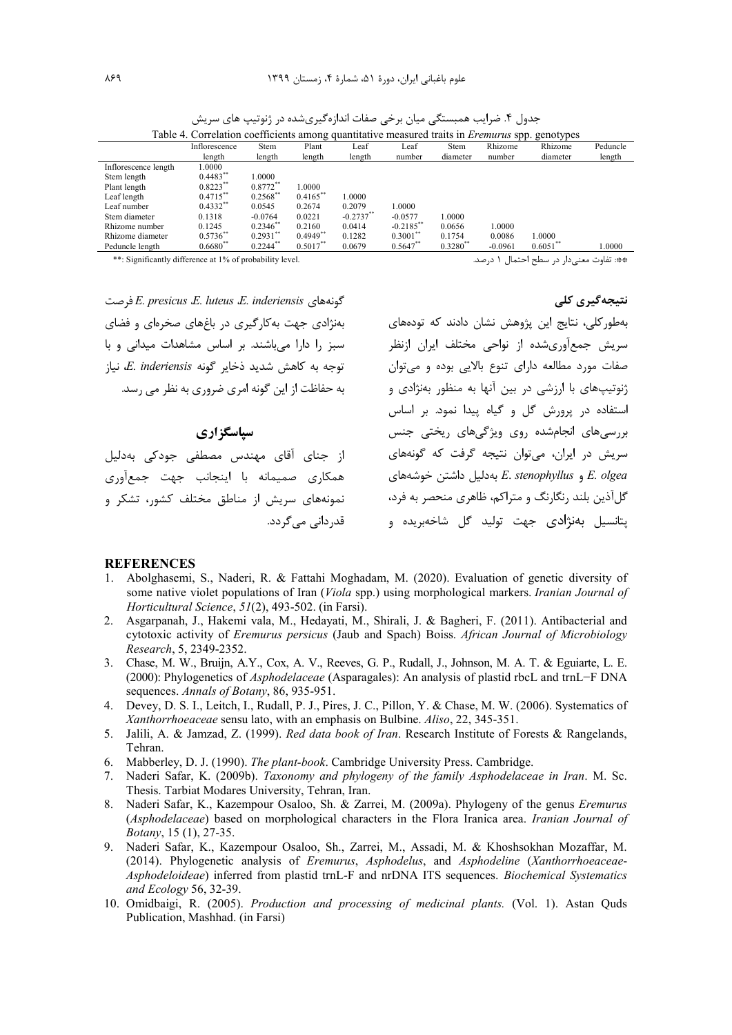جدول ۴. ضرایب همبستگی میان برخی صفات اندازه‌گیری‌شده در ژنوتیپ های سریش

Table 4. Correlation coefficients among quantitative measured traits in *Eremurus* spp. genotypes

| | Inflorescence length | Stem length | Plant length | Leaf length | Leaf number | Stem diameter | Rhizome number | Rhizome diameter | Peduncle length |
|---|---|---|---|---|---|---|---|---|---|
| Inflorescence length | 1.0000 | | | | | | | | |
| Stem length | 0.4483** | 1.0000 | | | | | | | |
| Plant length | 0.8223** | 0.8772** | 1.0000 | | | | | | |
| Leaf length | 0.4715** | 0.2568** | 0.4165** | 1.0000 | | | | | |
| Leaf number | 0.4332** | 0.0545 | 0.2674 | 0.2079 | 1.0000 | | | | |
| Stem diameter | 0.1318 | -0.0764 | 0.0221 | -0.2737** | -0.0577 | 1.0000 | | | |
| Rhizome number | 0.1245 | 0.2346** | 0.2160 | 0.0414 | -0.2185** | 0.0656 | 1.0000 | | |
| Rhizome diameter | 0.5736** | 0.2931** | 0.4949** | 0.1282 | 0.3001** | 0.1754 | 0.0086 | 1.0000 | |
| Peduncle length | 0.6680** | 0.2244** | 0.5017** | 0.0679 | 0.5647** | 0.3280** | -0.0961 | 0.6051** | 1.0000 |

**: Significantly difference at 1% of probability level.

**: تفاوت معنی‌دار در سطح احتمال ۱ درصد.

## نتیجه‌گیری کلی

به‌طورکلی، نتایج این پژوهش نشان دادند که توده‌های سریش جمع‌آوری‌شده از نواحی مختلف ایران ازنظر صفات مورد مطالعه دارای تنوع بالایی بوده و می‌توان ژنوتیپ‌های با ارزشی در بین آنها به منظور به‌نژادی و استفاده در پرورش گل و گیاه پیدا نمود. بر اساس بررسی‌های انجام‌شده روی ویژگی‌های ریختی جنس سریش در ایران، می‌توان نتیجه گرفت که گونه‌های *E. olgea* و *E. stenophyllus* به‌دلیل داشتن خوشه‌های گل‌آذین بلند رنگارنگ و متراکم، ظاهری منحصر به فرد، پتانسیل به‌نژادی جهت تولید گل شاخه‌بریده و گونه‌های *E. inderiensis* ،*E. luteus* ،*E. presicus* فرصت به‌نژادی جهت به‌کارگیری در باغ‌های صخره‌ای و فضای سبز را دارا می‌باشند. بر اساس مشاهدات میدانی و با توجه به کاهش شدید ذخایر گونه *E. inderiensis*، نیاز به حفاظت از این گونه امری ضروری به نظر می رسد.

## سپاسگزاری

از جنای آقای مهندس مصطفی جودکی به‌دلیل همکاری صمیمانه با اینجانب جهت جمع‌آوری نمونه‌های سریش از مناطق مختلف کشور، تشکر و قدردانی می‌گردد.

## REFERENCES

1. Abolghasemi, S., Naderi, R. & Fattahi Moghadam, M. (2020). Evaluation of genetic diversity of some native violet populations of Iran (*Viola* spp.) using morphological markers. *Iranian Journal of Horticultural Science*, *51*(2), 493-502. (in Farsi).
2. Asgarpanah, J., Hakemi vala, M., Hedayati, M., Shirali, J. & Bagheri, F. (2011). Antibacterial and cytotoxic activity of *Eremurus persicus* (Jaub and Spach) Boiss. *African Journal of Microbiology Research*, 5, 2349-2352.
3. Chase, M. W., Bruijn, A.Y., Cox, A. V., Reeves, G. P., Rudall, J., Johnson, M. A. T. & Eguiarte, L. E. (2000): Phylogenetics of *Asphodelaceae* (Asparagales): An analysis of plastid rbcL and trnL−F DNA sequences. *Annals of Botany*, 86, 935-951.
4. Devey, D. S. I., Leitch, I., Rudall, P. J., Pires, J. C., Pillon, Y. & Chase, M. W. (2006). Systematics of *Xanthorrhoeaceae* sensu lato, with an emphasis on Bulbine. *Aliso*, 22, 345-351.
5. Jalili, A. & Jamzad, Z. (1999). *Red data book of Iran*. Research Institute of Forests & Rangelands, Tehran.
6. Mabberley, D. J. (1990). *The plant-book*. Cambridge University Press. Cambridge.
7. Naderi Safar, K. (2009b). *Taxonomy and phylogeny of the family Asphodelaceae in Iran*. M. Sc. Thesis. Tarbiat Modares University, Tehran, Iran.
8. Naderi Safar, K., Kazempour Osaloo, Sh. & Zarrei, M. (2009a). Phylogeny of the genus *Eremurus* (*Asphodelaceae*) based on morphological characters in the Flora Iranica area. *Iranian Journal of Botany*, 15 (1), 27-35.
9. Naderi Safar, K., Kazempour Osaloo, Sh., Zarrei, M., Assadi, M. & Khoshsokhan Mozaffar, M. (2014). Phylogenetic analysis of *Eremurus*, *Asphodelus*, and *Asphodeline* (*Xanthorrhoeaceae-Asphodeloideae*) inferred from plastid trnL-F and nrDNA ITS sequences. *Biochemical Systematics and Ecology* 56, 32-39.
10. Omidbaigi, R. (2005). *Production and processing of medicinal plants.* (Vol. 1). Astan Quds Publication, Mashhad. (in Farsi)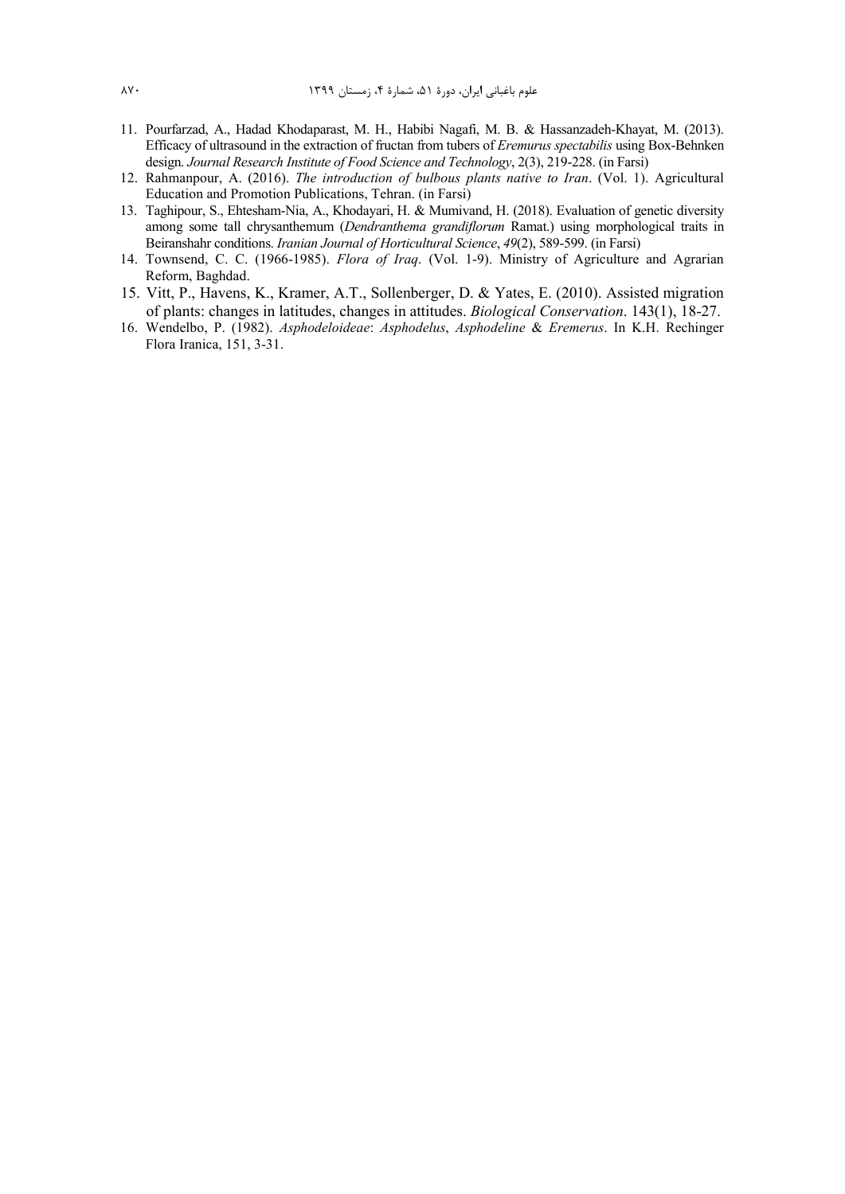11. Pourfarzad, A., Hadad Khodaparast, M. H., Habibi Nagafi, M. B. & Hassanzadeh-Khayat, M. (2013). Efficacy of ultrasound in the extraction of fructan from tubers of *Eremurus spectabilis* using Box-Behnken design. *Journal Research Institute of Food Science and Technology*, 2(3), 219-228. (in Farsi)
12. Rahmanpour, A. (2016). *The introduction of bulbous plants native to Iran*. (Vol. 1). Agricultural Education and Promotion Publications, Tehran. (in Farsi)
13. Taghipour, S., Ehtesham-Nia, A., Khodayari, H. & Mumivand, H. (2018). Evaluation of genetic diversity among some tall chrysanthemum (*Dendranthema grandiflorum* Ramat.) using morphological traits in Beiranshahr conditions. *Iranian Journal of Horticultural Science*, *49*(2), 589-599. (in Farsi)
14. Townsend, C. C. (1966-1985). *Flora of Iraq*. (Vol. 1-9). Ministry of Agriculture and Agrarian Reform, Baghdad.
15. Vitt, P., Havens, K., Kramer, A.T., Sollenberger, D. & Yates, E. (2010). Assisted migration of plants: changes in latitudes, changes in attitudes. *Biological Conservation*. 143(1), 18-27.
16. Wendelbo, P. (1982). *Asphodeloideae*: *Asphodelus*, *Asphodeline* & *Eremerus*. In K.H. Rechinger Flora Iranica, 151, 3-31.